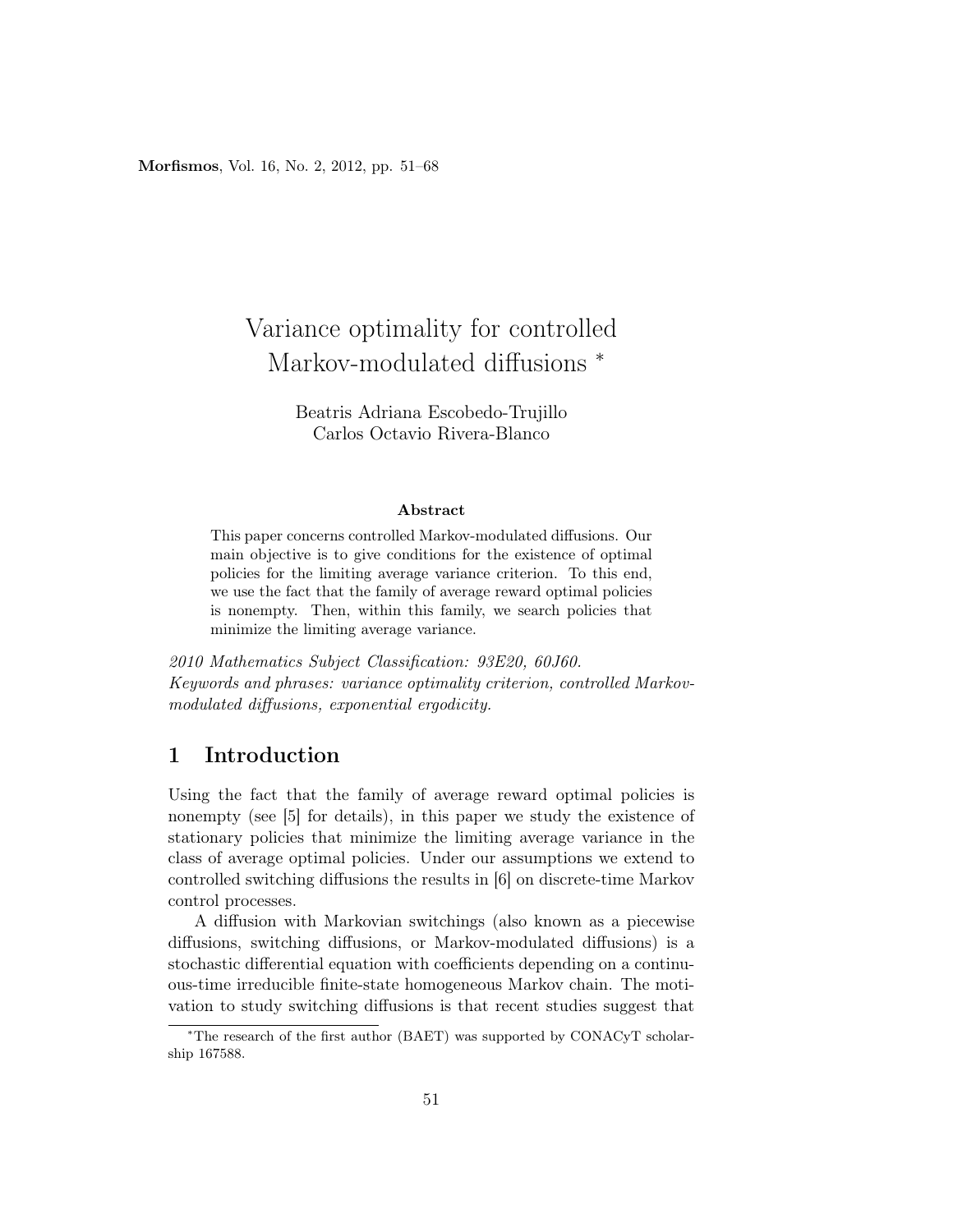# Variance optimality for controlled Markov-modulated diffusions *

Beatris Adriana Escobedo-Trujillo
Carlos Octavio Rivera-Blanco

**Abstract**

This paper concerns controlled Markov-modulated diffusions. Our main objective is to give conditions for the existence of optimal policies for the limiting average variance criterion. To this end, we use the fact that the family of average reward optimal policies is nonempty. Then, within this family, we search policies that minimize the limiting average variance.

*2010 Mathematics Subject Classification: 93E20, 60J60.*
*Keywords and phrases: variance optimality criterion, controlled Markov-modulated diffusions, exponential ergodicity.*

## 1 Introduction

Using the fact that the family of average reward optimal policies is nonempty (see [5] for details), in this paper we study the existence of stationary policies that minimize the limiting average variance in the class of average optimal policies. Under our assumptions we extend to controlled switching diffusions the results in [6] on discrete-time Markov control processes.

A diffusion with Markovian switchings (also known as a piecewise diffusions, switching diffusions, or Markov-modulated diffusions) is a stochastic differential equation with coefficients depending on a continuous-time irreducible finite-state homogeneous Markov chain. The motivation to study switching diffusions is that recent studies suggest that

*The research of the first author (BAET) was supported by CONACyT scholarship 167588.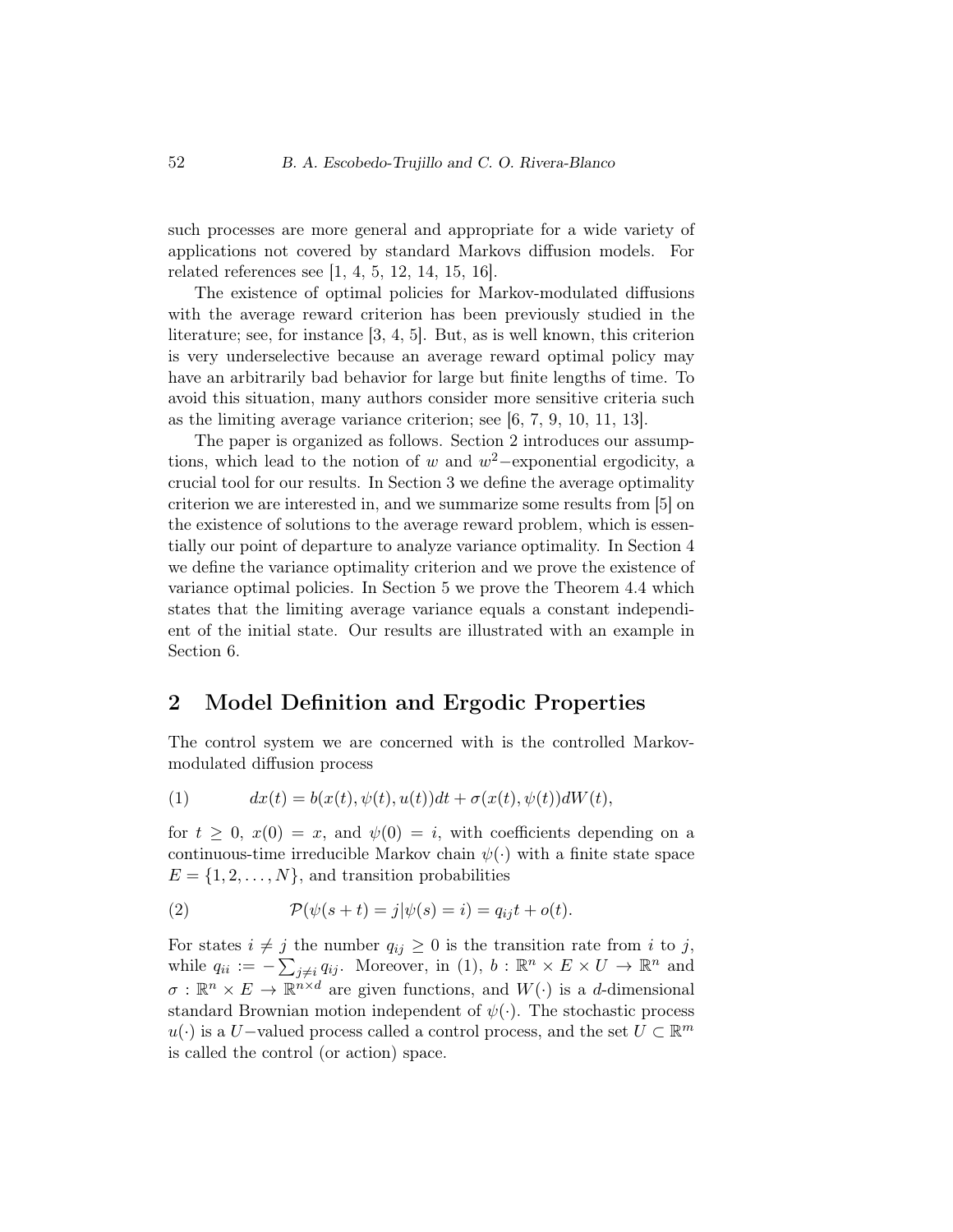such processes are more general and appropriate for a wide variety of applications not covered by standard Markovs diffusion models. For related references see [1, 4, 5, 12, 14, 15, 16].

The existence of optimal policies for Markov-modulated diffusions with the average reward criterion has been previously studied in the literature; see, for instance [3, 4, 5]. But, as is well known, this criterion is very underselective because an average reward optimal policy may have an arbitrarily bad behavior for large but finite lengths of time. To avoid this situation, many authors consider more sensitive criteria such as the limiting average variance criterion; see [6, 7, 9, 10, 11, 13].

The paper is organized as follows. Section 2 introduces our assumptions, which lead to the notion of $w$ and $w^2-$exponential ergodicity, a crucial tool for our results. In Section 3 we define the average optimality criterion we are interested in, and we summarize some results from [5] on the existence of solutions to the average reward problem, which is essentially our point of departure to analyze variance optimality. In Section 4 we define the variance optimality criterion and we prove the existence of variance optimal policies. In Section 5 we prove the Theorem 4.4 which states that the limiting average variance equals a constant independient of the initial state. Our results are illustrated with an example in Section 6.

## 2 Model Definition and Ergodic Properties

The control system we are concerned with is the controlled Markov-modulated diffusion process

$$dx(t) = b(x(t), \psi(t), u(t))dt + \sigma(x(t), \psi(t))dW(t), \tag{1}$$

for $t \geq 0$, $x(0) = x$, and $\psi(0) = i$, with coefficients depending on a continuous-time irreducible Markov chain $\psi(\cdot)$ with a finite state space $E = \{1, 2, \ldots, N\}$, and transition probabilities

$$\mathcal{P}(\psi(s+t) = j | \psi(s) = i) = q_{ij}t + o(t). \tag{2}$$

For states $i \neq j$ the number $q_{ij} \geq 0$ is the transition rate from $i$ to $j$, while $q_{ii} := -\sum_{j \neq i} q_{ij}$. Moreover, in (1), $b : \mathbb{R}^n \times E \times U \to \mathbb{R}^n$ and $\sigma : \mathbb{R}^n \times E \to \mathbb{R}^{n \times d}$ are given functions, and $W(\cdot)$ is a $d$-dimensional standard Brownian motion independent of $\psi(\cdot)$. The stochastic process $u(\cdot)$ is a $U-$valued process called a control process, and the set $U \subset \mathbb{R}^m$ is called the control (or action) space.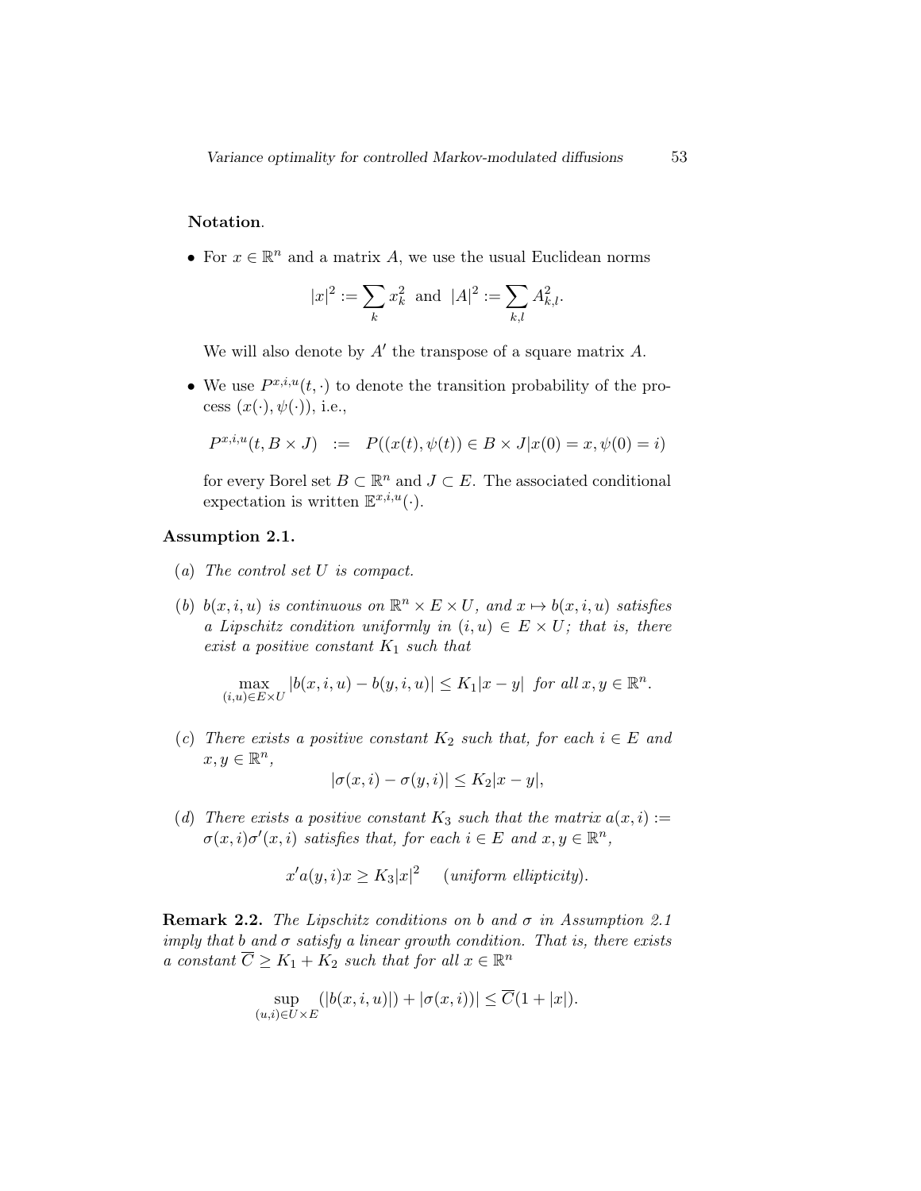**Notation**.

- For $x \in \mathbb{R}^n$ and a matrix $A$, we use the usual Euclidean norms

$$|x|^2 := \sum_k x_k^2 \text{ and } |A|^2 := \sum_{k,l} A_{k,l}^2.$$

  We will also denote by $A'$ the transpose of a square matrix $A$.

- We use $P^{x,i,u}(t, \cdot)$ to denote the transition probability of the process $(x(\cdot), \psi(\cdot))$, i.e.,

$$P^{x,i,u}(t, B \times J) \quad := \quad P((x(t), \psi(t)) \in B \times J | x(0) = x, \psi(0) = i)$$

  for every Borel set $B \subset \mathbb{R}^n$ and $J \subset E$. The associated conditional expectation is written $\mathbb{E}^{x,i,u}(\cdot)$.

**Assumption 2.1.**

(*a*) *The control set $U$ is compact.*

(*b*) *$b(x, i, u)$ is continuous on $\mathbb{R}^n \times E \times U$, and $x \mapsto b(x, i, u)$ satisfies a Lipschitz condition uniformly in $(i, u) \in E \times U$; that is, there exist a positive constant $K_1$ such that*

$$\max_{(i,u) \in E \times U} |b(x, i, u) - b(y, i, u)| \leq K_1 |x - y| \quad \textit{for all } x, y \in \mathbb{R}^n.$$

(*c*) *There exists a positive constant $K_2$ such that, for each $i \in E$ and $x, y \in \mathbb{R}^n$,*

$$|\sigma(x, i) - \sigma(y, i)| \leq K_2 |x - y|,$$

(*d*) *There exists a positive constant $K_3$ such that the matrix $a(x, i) := \sigma(x, i)\sigma'(x, i)$ satisfies that, for each $i \in E$ and $x, y \in \mathbb{R}^n$,*

$$x' a(y, i) x \geq K_3 |x|^2 \qquad (\textit{uniform ellipticity}).$$

**Remark 2.2.** *The Lipschitz conditions on $b$ and $\sigma$ in Assumption 2.1 imply that $b$ and $\sigma$ satisfy a linear growth condition. That is, there exists a constant $\overline{C} \geq K_1 + K_2$ such that for all $x \in \mathbb{R}^n$*

$$\sup_{(u,i) \in U \times E} (|b(x, i, u)|) + |\sigma(x, i))| \leq \overline{C}(1 + |x|).$$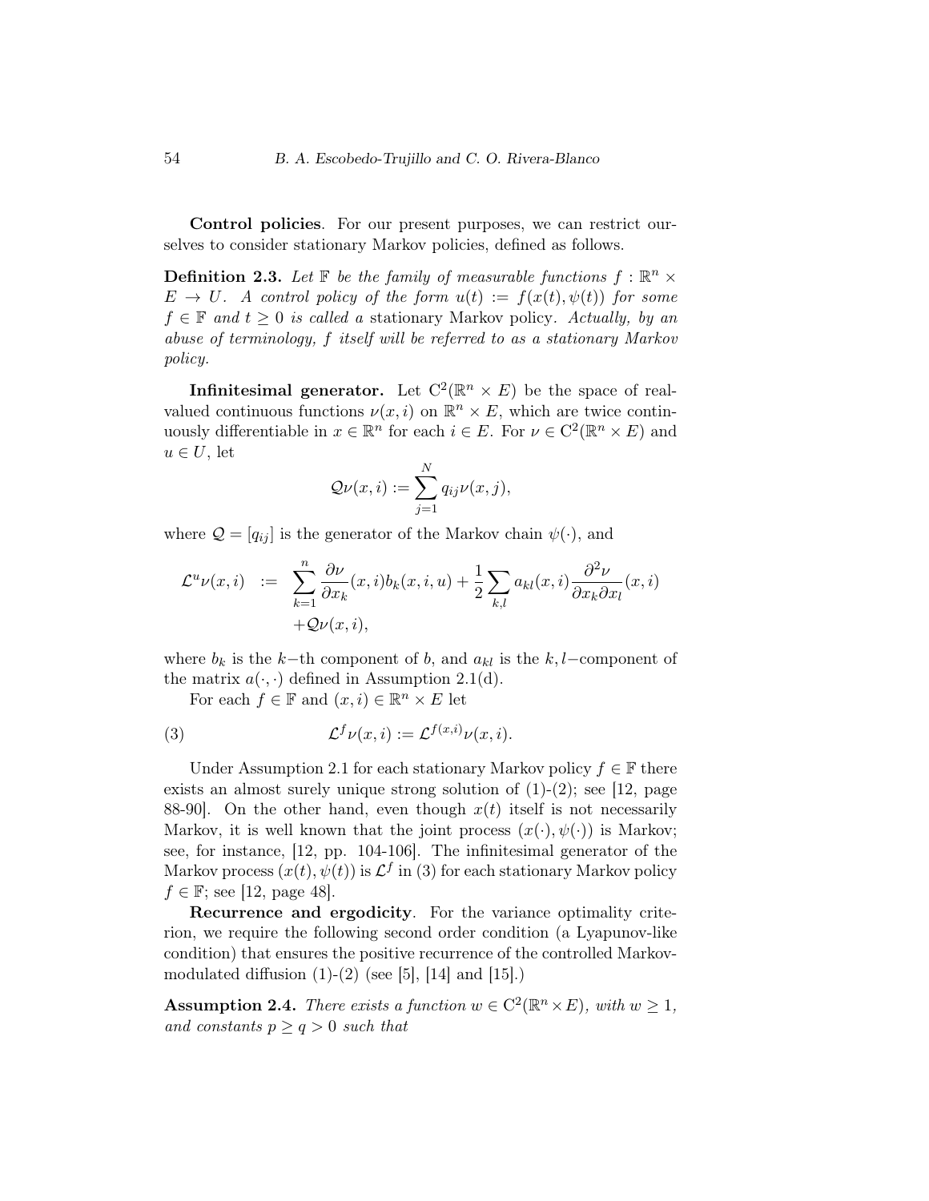**Control policies**. For our present purposes, we can restrict ourselves to consider stationary Markov policies, defined as follows.

**Definition 2.3.** *Let $\mathbb{F}$ be the family of measurable functions $f : \mathbb{R}^n \times E \to U$. A control policy of the form $u(t) := f(x(t), \psi(t))$ for some $f \in \mathbb{F}$ and $t \geq 0$ is called a* stationary Markov policy. *Actually, by an abuse of terminology, $f$ itself will be referred to as a stationary Markov policy.*

**Infinitesimal generator.** Let $\mathrm{C}^2(\mathbb{R}^n \times E)$ be the space of real-valued continuous functions $\nu(x, i)$ on $\mathbb{R}^n \times E$, which are twice continuously differentiable in $x \in \mathbb{R}^n$ for each $i \in E$. For $\nu \in \mathrm{C}^2(\mathbb{R}^n \times E)$ and $u \in U$, let

$$\mathcal{Q}\nu(x, i) := \sum_{j=1}^{N} q_{ij}\nu(x, j),$$

where $\mathcal{Q} = [q_{ij}]$ is the generator of the Markov chain $\psi(\cdot)$, and

$$\begin{aligned} \mathcal{L}^u\nu(x, i) \ := \ & \sum_{k=1}^{n} \frac{\partial \nu}{\partial x_k}(x, i) b_k(x, i, u) + \frac{1}{2}\sum_{k,l} a_{kl}(x, i)\frac{\partial^2 \nu}{\partial x_k \partial x_l}(x, i) \\ & + \mathcal{Q}\nu(x, i), \end{aligned}$$

where $b_k$ is the $k-$th component of $b$, and $a_{kl}$ is the $k, l-$component of the matrix $a(\cdot, \cdot)$ defined in Assumption 2.1(d).

For each $f \in \mathbb{F}$ and $(x, i) \in \mathbb{R}^n \times E$ let

$$\mathcal{L}^f\nu(x, i) := \mathcal{L}^{f(x,i)}\nu(x, i). \tag{3}$$

Under Assumption 2.1 for each stationary Markov policy $f \in \mathbb{F}$ there exists an almost surely unique strong solution of (1)-(2); see [12, page 88-90]. On the other hand, even though $x(t)$ itself is not necessarily Markov, it is well known that the joint process $(x(\cdot), \psi(\cdot))$ is Markov; see, for instance, [12, pp. 104-106]. The infinitesimal generator of the Markov process $(x(t), \psi(t))$ is $\mathcal{L}^f$ in (3) for each stationary Markov policy $f \in \mathbb{F}$; see [12, page 48].

**Recurrence and ergodicity**. For the variance optimality criterion, we require the following second order condition (a Lyapunov-like condition) that ensures the positive recurrence of the controlled Markov-modulated diffusion (1)-(2) (see [5], [14] and [15].)

**Assumption 2.4.** *There exists a function $w \in \mathrm{C}^2(\mathbb{R}^n \times E)$, with $w \geq 1$, and constants $p \geq q > 0$ such that*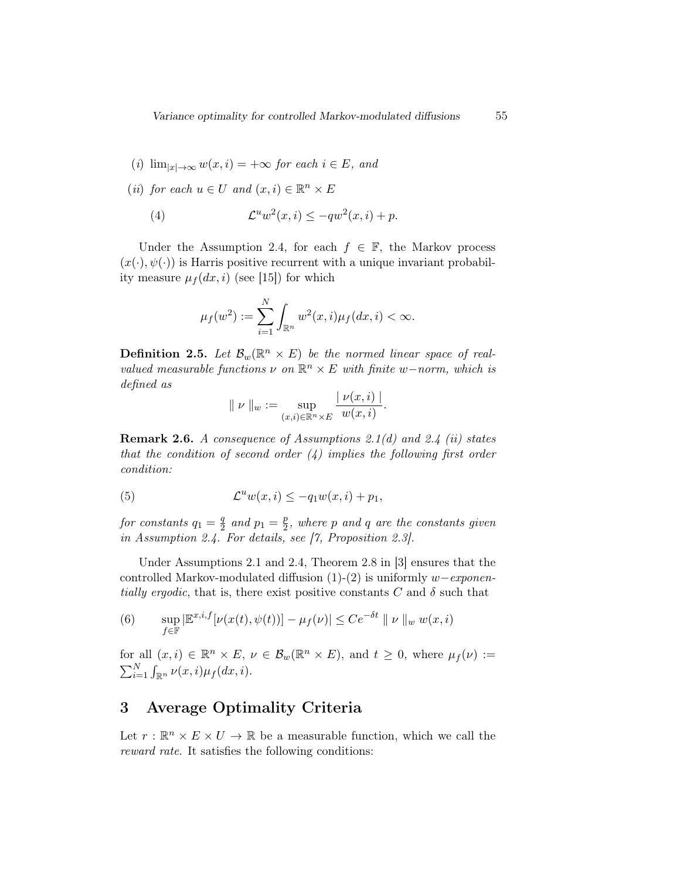(*i*) $\lim_{|x|\to\infty} w(x,i) = +\infty$ *for each* $i \in E$, *and*

(*ii*) *for each* $u \in U$ *and* $(x,i) \in \mathbb{R}^n \times E$

$$\mathcal{L}^u w^2(x,i) \leq -q w^2(x,i) + p. \tag{4}$$

Under the Assumption 2.4, for each $f \in \mathbb{F}$, the Markov process $(x(\cdot), \psi(\cdot))$ is Harris positive recurrent with a unique invariant probability measure $\mu_f(dx,i)$ (see [15]) for which

$$\mu_f(w^2) := \sum_{i=1}^{N} \int_{\mathbb{R}^n} w^2(x,i)\mu_f(dx,i) < \infty.$$

**Definition 2.5.** *Let* $\mathcal{B}_w(\mathbb{R}^n \times E)$ *be the normed linear space of real-valued measurable functions* $\nu$ *on* $\mathbb{R}^n \times E$ *with finite* $w-$*norm, which is defined as*

$$\| \nu \|_w := \sup_{(x,i)\in\mathbb{R}^n\times E} \frac{|\nu(x,i)|}{w(x,i)}.$$

**Remark 2.6.** *A consequence of Assumptions 2.1(d) and 2.4 (ii) states that the condition of second order (4) implies the following first order condition:*

$$\mathcal{L}^u w(x,i) \leq -q_1 w(x,i) + p_1, \tag{5}$$

*for constants* $q_1 = \frac{q}{2}$ *and* $p_1 = \frac{p}{2}$, *where* $p$ *and* $q$ *are the constants given in Assumption 2.4. For details, see [7, Proposition 2.3].*

Under Assumptions 2.1 and 2.4, Theorem 2.8 in [3] ensures that the controlled Markov-modulated diffusion (1)-(2) is uniformly $w-$*exponentially ergodic*, that is, there exist positive constants $C$ and $\delta$ such that

$$\sup_{f\in\mathbb{F}} |\mathbb{E}^{x,i,f}[\nu(x(t),\psi(t))] - \mu_f(\nu)| \leq Ce^{-\delta t} \| \nu \|_w \, w(x,i) \tag{6}$$

for all $(x,i) \in \mathbb{R}^n \times E$, $\nu \in \mathcal{B}_w(\mathbb{R}^n \times E)$, and $t \geq 0$, where $\mu_f(\nu) := \sum_{i=1}^{N} \int_{\mathbb{R}^n} \nu(x,i)\mu_f(dx,i)$.

## 3 Average Optimality Criteria

Let $r : \mathbb{R}^n \times E \times U \to \mathbb{R}$ be a measurable function, which we call the *reward rate*. It satisfies the following conditions: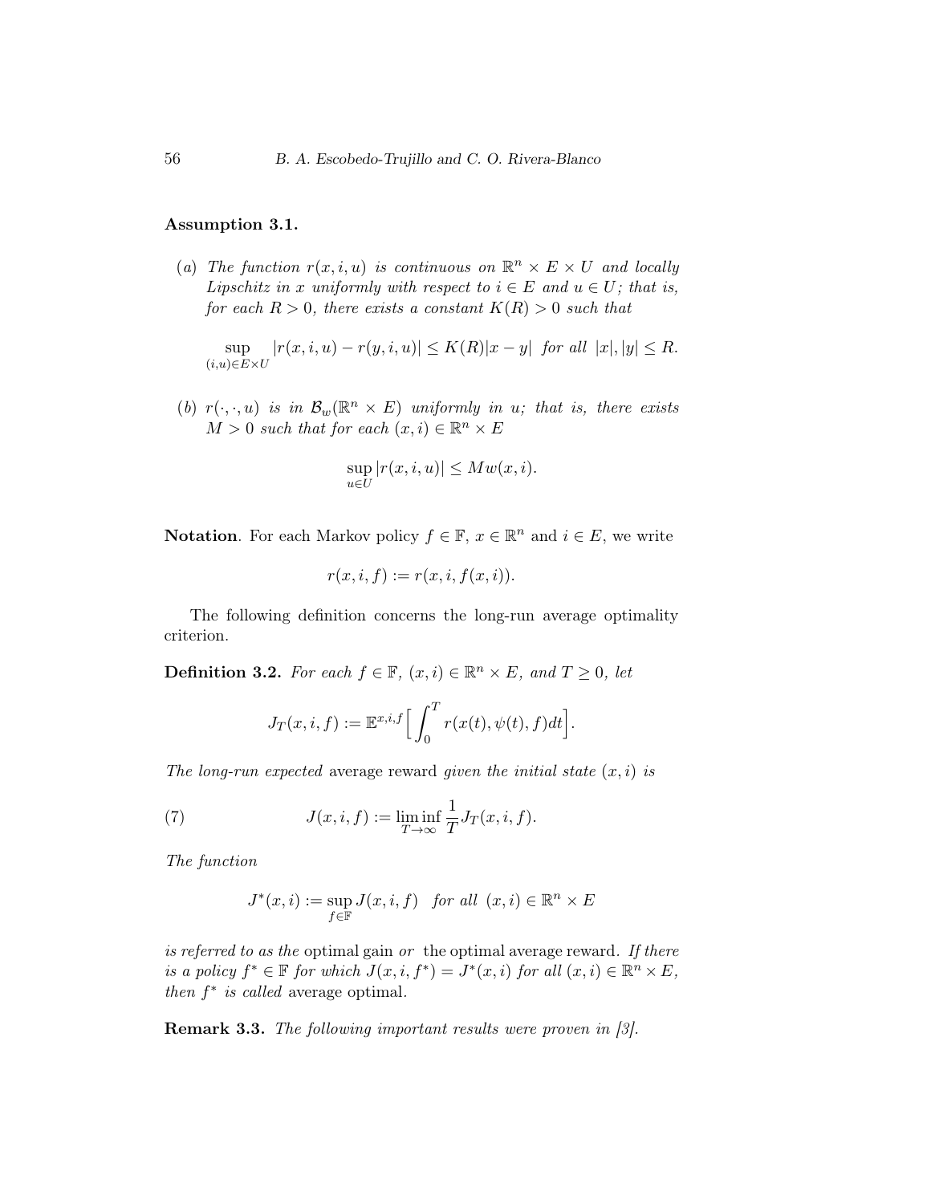**Assumption 3.1.**

(*a*) *The function $r(x,i,u)$ is continuous on $\mathbb{R}^n \times E \times U$ and locally Lipschitz in $x$ uniformly with respect to $i \in E$ and $u \in U$; that is, for each $R > 0$, there exists a constant $K(R) > 0$ such that*

$$\sup_{(i,u)\in E\times U} |r(x,i,u) - r(y,i,u)| \leq K(R)|x-y| \quad \text{for all } |x|, |y| \leq R.$$

(*b*) *$r(\cdot,\cdot,u)$ is in $\mathcal{B}_w(\mathbb{R}^n \times E)$ uniformly in $u$; that is, there exists $M > 0$ such that for each $(x,i) \in \mathbb{R}^n \times E$*

$$\sup_{u\in U} |r(x,i,u)| \leq M w(x,i).$$

**Notation**. For each Markov policy $f \in \mathbb{F}$, $x \in \mathbb{R}^n$ and $i \in E$, we write

$$r(x,i,f) := r(x,i,f(x,i)).$$

The following definition concerns the long-run average optimality criterion.

**Definition 3.2.** *For each $f \in \mathbb{F}$, $(x,i) \in \mathbb{R}^n \times E$, and $T \geq 0$, let*

$$J_T(x,i,f) := \mathbb{E}^{x,i,f}\Big[\int_0^T r(x(t),\psi(t),f)dt\Big].$$

*The long-run expected* average reward *given the initial state $(x,i)$ is*

$$J(x,i,f) := \liminf_{T\to\infty} \frac{1}{T} J_T(x,i,f). \tag{7}$$

*The function*

$$J^*(x,i) := \sup_{f\in\mathbb{F}} J(x,i,f) \quad \text{for all } (x,i) \in \mathbb{R}^n \times E$$

*is referred to as the* optimal gain *or* the optimal average reward. *If there is a policy $f^* \in \mathbb{F}$ for which $J(x,i,f^*) = J^*(x,i)$ for all $(x,i) \in \mathbb{R}^n \times E$, then $f^*$ is called* average optimal.

**Remark 3.3.** *The following important results were proven in [3].*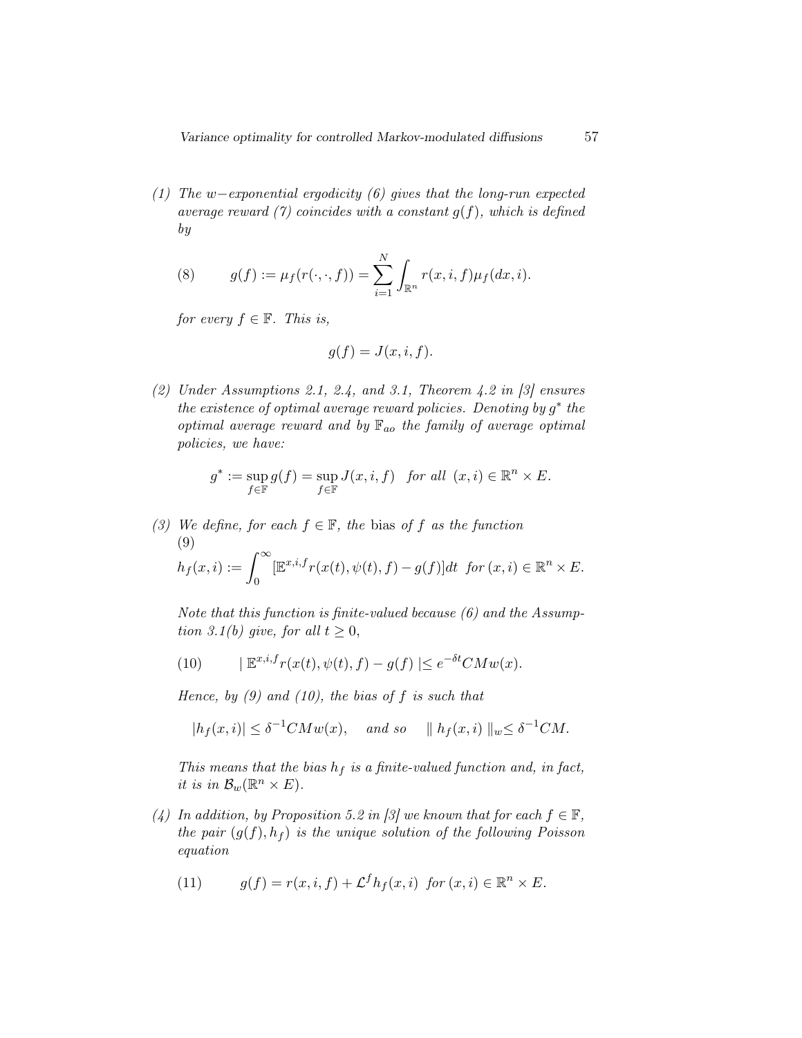*(1) The $w-$exponential ergodicity (6) gives that the long-run expected average reward (7) coincides with a constant $g(f)$, which is defined by*

$$g(f) := \mu_f(r(\cdot,\cdot,f)) = \sum_{i=1}^{N} \int_{\mathbb{R}^n} r(x,i,f)\mu_f(dx,i). \tag{8}$$

*for every $f \in \mathbb{F}$. This is,*

$$g(f) = J(x,i,f).$$

*(2) Under Assumptions 2.1, 2.4, and 3.1, Theorem 4.2 in [3] ensures the existence of optimal average reward policies. Denoting by $g^*$ the optimal average reward and by $\mathbb{F}_{ao}$ the family of average optimal policies, we have:*

$$g^* := \sup_{f\in\mathbb{F}} g(f) = \sup_{f\in\mathbb{F}} J(x,i,f) \quad \textit{for all } (x,i) \in \mathbb{R}^n \times E.$$

*(3) We define, for each $f \in \mathbb{F}$, the* bias *of $f$ as the function*

$$h_f(x,i) := \int_0^\infty [\mathbb{E}^{x,i,f} r(x(t),\psi(t),f) - g(f)]dt \;\; \textit{for } (x,i) \in \mathbb{R}^n \times E. \tag{9}$$

*Note that this function is finite-valued because (6) and the Assumption 3.1(b) give, for all $t \geq 0$,*

$$| \, \mathbb{E}^{x,i,f} r(x(t),\psi(t),f) - g(f) \, | \leq e^{-\delta t} CMw(x). \tag{10}$$

*Hence, by (9) and (10), the bias of $f$ is such that*

$$|h_f(x,i)| \leq \delta^{-1} CMw(x), \quad \textit{and so} \quad \| \, h_f(x,i) \, \|_w \leq \delta^{-1} CM.$$

*This means that the bias $h_f$ is a finite-valued function and, in fact, it is in $\mathcal{B}_w(\mathbb{R}^n \times E)$.*

*(4) In addition, by Proposition 5.2 in [3] we known that for each $f \in \mathbb{F}$, the pair $(g(f), h_f)$ is the unique solution of the following Poisson equation*

$$g(f) = r(x,i,f) + \mathcal{L}^f h_f(x,i) \;\; \textit{for } (x,i) \in \mathbb{R}^n \times E. \tag{11}$$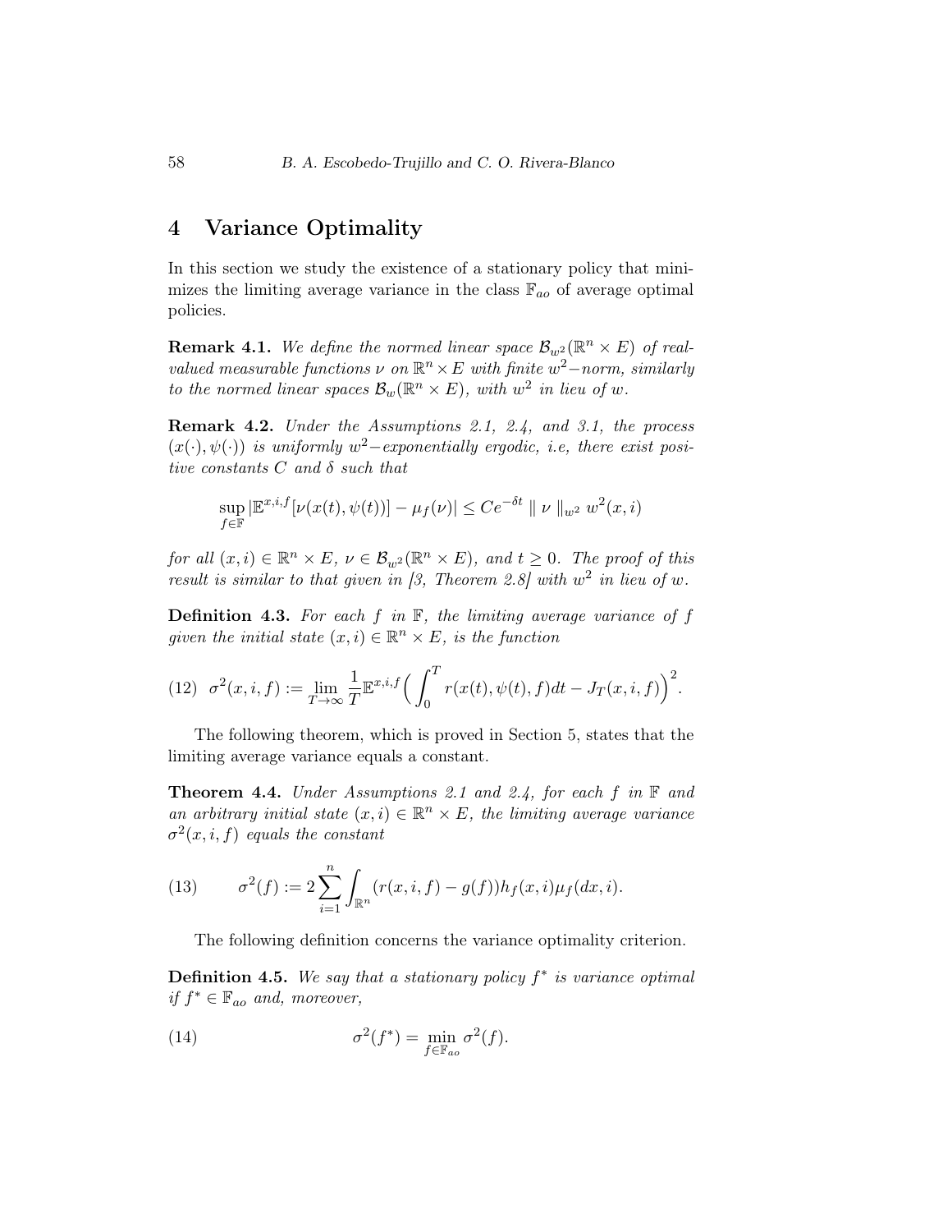## 4 Variance Optimality

In this section we study the existence of a stationary policy that minimizes the limiting average variance in the class $\mathbb{F}_{ao}$ of average optimal policies.

**Remark 4.1.** *We define the normed linear space $\mathcal{B}_{w^2}(\mathbb{R}^n \times E)$ of real-valued measurable functions $\nu$ on $\mathbb{R}^n \times E$ with finite $w^2-$norm, similarly to the normed linear spaces $\mathcal{B}_w(\mathbb{R}^n \times E)$, with $w^2$ in lieu of $w$.*

**Remark 4.2.** *Under the Assumptions 2.1, 2.4, and 3.1, the process $(x(\cdot), \psi(\cdot))$ is uniformly $w^2-$exponentially ergodic, i.e, there exist positive constants $C$ and $\delta$ such that*

$$\sup_{f \in \mathbb{F}} |\mathbb{E}^{x,i,f}[\nu(x(t), \psi(t))] - \mu_f(\nu)| \leq Ce^{-\delta t} \parallel \nu \parallel_{w^2} w^2(x,i)$$

*for all $(x,i) \in \mathbb{R}^n \times E$, $\nu \in \mathcal{B}_{w^2}(\mathbb{R}^n \times E)$, and $t \geq 0$. The proof of this result is similar to that given in [3, Theorem 2.8] with $w^2$ in lieu of $w$.*

**Definition 4.3.** *For each $f$ in $\mathbb{F}$, the limiting average variance of $f$ given the initial state $(x,i) \in \mathbb{R}^n \times E$, is the function*

$$\sigma^2(x,i,f) := \lim_{T \to \infty} \frac{1}{T} \mathbb{E}^{x,i,f} \Big( \int_0^T r(x(t), \psi(t), f) dt - J_T(x,i,f) \Big)^2. \tag{12}$$

The following theorem, which is proved in Section 5, states that the limiting average variance equals a constant.

**Theorem 4.4.** *Under Assumptions 2.1 and 2.4, for each $f$ in $\mathbb{F}$ and an arbitrary initial state $(x,i) \in \mathbb{R}^n \times E$, the limiting average variance $\sigma^2(x,i,f)$ equals the constant*

$$\sigma^2(f) := 2 \sum_{i=1}^{n} \int_{\mathbb{R}^n} (r(x,i,f) - g(f)) h_f(x,i) \mu_f(dx,i). \tag{13}$$

The following definition concerns the variance optimality criterion.

**Definition 4.5.** *We say that a stationary policy $f^*$ is variance optimal if $f^* \in \mathbb{F}_{ao}$ and, moreover,*

$$\sigma^2(f^*) = \min_{f \in \mathbb{F}_{ao}} \sigma^2(f). \tag{14}$$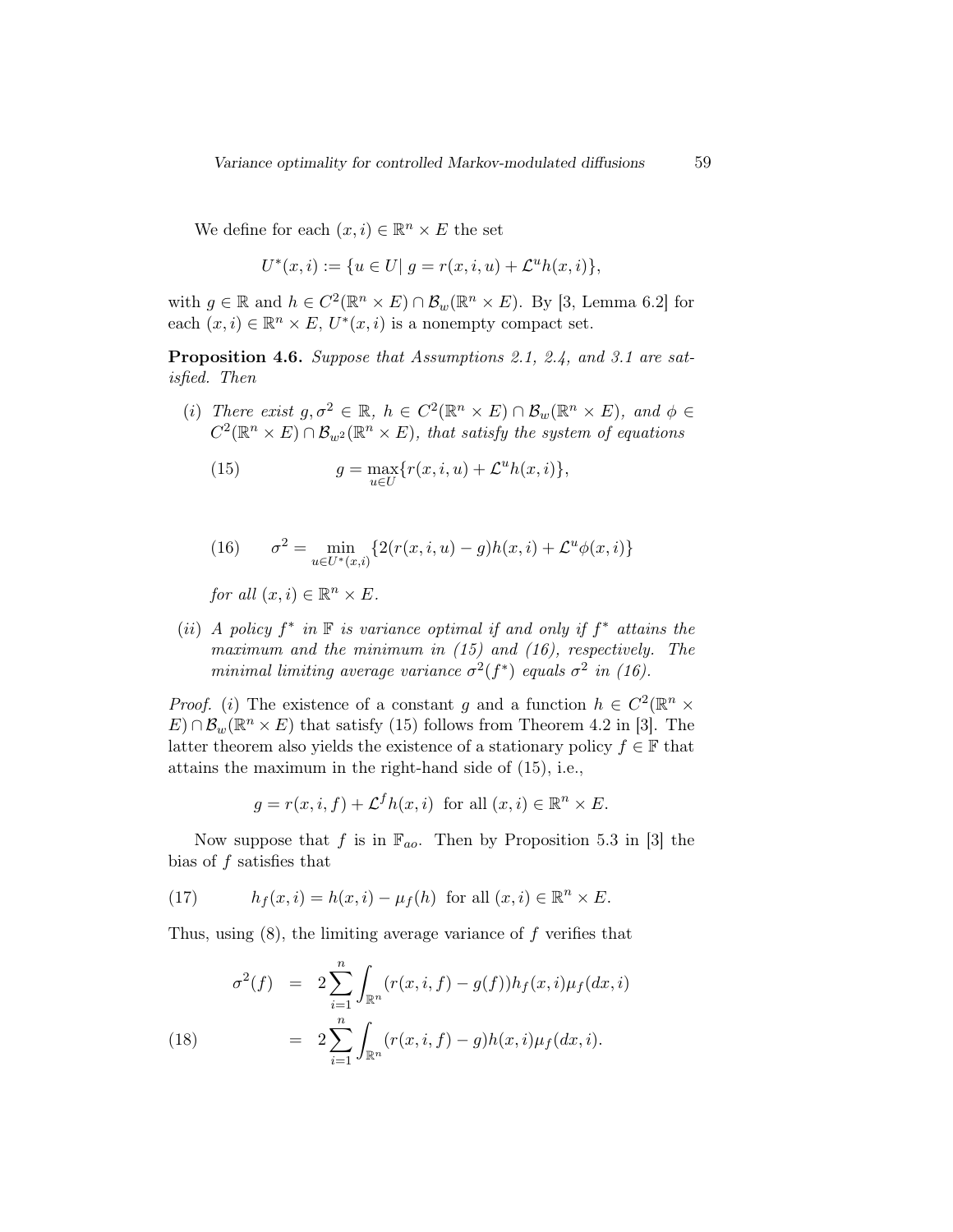We define for each $(x, i) \in \mathbb{R}^n \times E$ the set

$$U^*(x, i) := \{u \in U | \; g = r(x, i, u) + \mathcal{L}^u h(x, i)\},$$

with $g \in \mathbb{R}$ and $h \in C^2(\mathbb{R}^n \times E) \cap \mathcal{B}_w(\mathbb{R}^n \times E)$. By [3, Lemma 6.2] for each $(x, i) \in \mathbb{R}^n \times E$, $U^*(x, i)$ is a nonempty compact set.

**Proposition 4.6.** *Suppose that Assumptions 2.1, 2.4, and 3.1 are satisfied. Then*

*(i) There exist $g, \sigma^2 \in \mathbb{R}$, $h \in C^2(\mathbb{R}^n \times E) \cap \mathcal{B}_w(\mathbb{R}^n \times E)$, and $\phi \in C^2(\mathbb{R}^n \times E) \cap \mathcal{B}_{w^2}(\mathbb{R}^n \times E)$, that satisfy the system of equations*

$$g = \max_{u \in U} \{r(x, i, u) + \mathcal{L}^u h(x, i)\}, \tag{15}$$

$$\sigma^2 = \min_{u \in U^*(x,i)} \{2(r(x, i, u) - g)h(x, i) + \mathcal{L}^u \phi(x, i)\} \tag{16}$$

*for all $(x, i) \in \mathbb{R}^n \times E$.*

*(ii) A policy $f^*$ in $\mathbb{F}$ is variance optimal if and only if $f^*$ attains the maximum and the minimum in (15) and (16), respectively. The minimal limiting average variance $\sigma^2(f^*)$ equals $\sigma^2$ in (16).*

*Proof.* (*i*) The existence of a constant $g$ and a function $h \in C^2(\mathbb{R}^n \times E) \cap \mathcal{B}_w(\mathbb{R}^n \times E)$ that satisfy (15) follows from Theorem 4.2 in [3]. The latter theorem also yields the existence of a stationary policy $f \in \mathbb{F}$ that attains the maximum in the right-hand side of (15), i.e.,

$$g = r(x, i, f) + \mathcal{L}^f h(x, i) \;\text{ for all } (x, i) \in \mathbb{R}^n \times E.$$

Now suppose that $f$ is in $\mathbb{F}_{ao}$. Then by Proposition 5.3 in [3] the bias of $f$ satisfies that

$$h_f(x, i) = h(x, i) - \mu_f(h) \;\text{ for all } (x, i) \in \mathbb{R}^n \times E. \tag{17}$$

Thus, using (8), the limiting average variance of $f$ verifies that

$$\begin{aligned}
\sigma^2(f) &= 2 \sum_{i=1}^{n} \int_{\mathbb{R}^n} (r(x, i, f) - g(f)) h_f(x, i) \mu_f(dx, i) \\
&= 2 \sum_{i=1}^{n} \int_{\mathbb{R}^n} (r(x, i, f) - g) h(x, i) \mu_f(dx, i).
\end{aligned} \tag{18}$$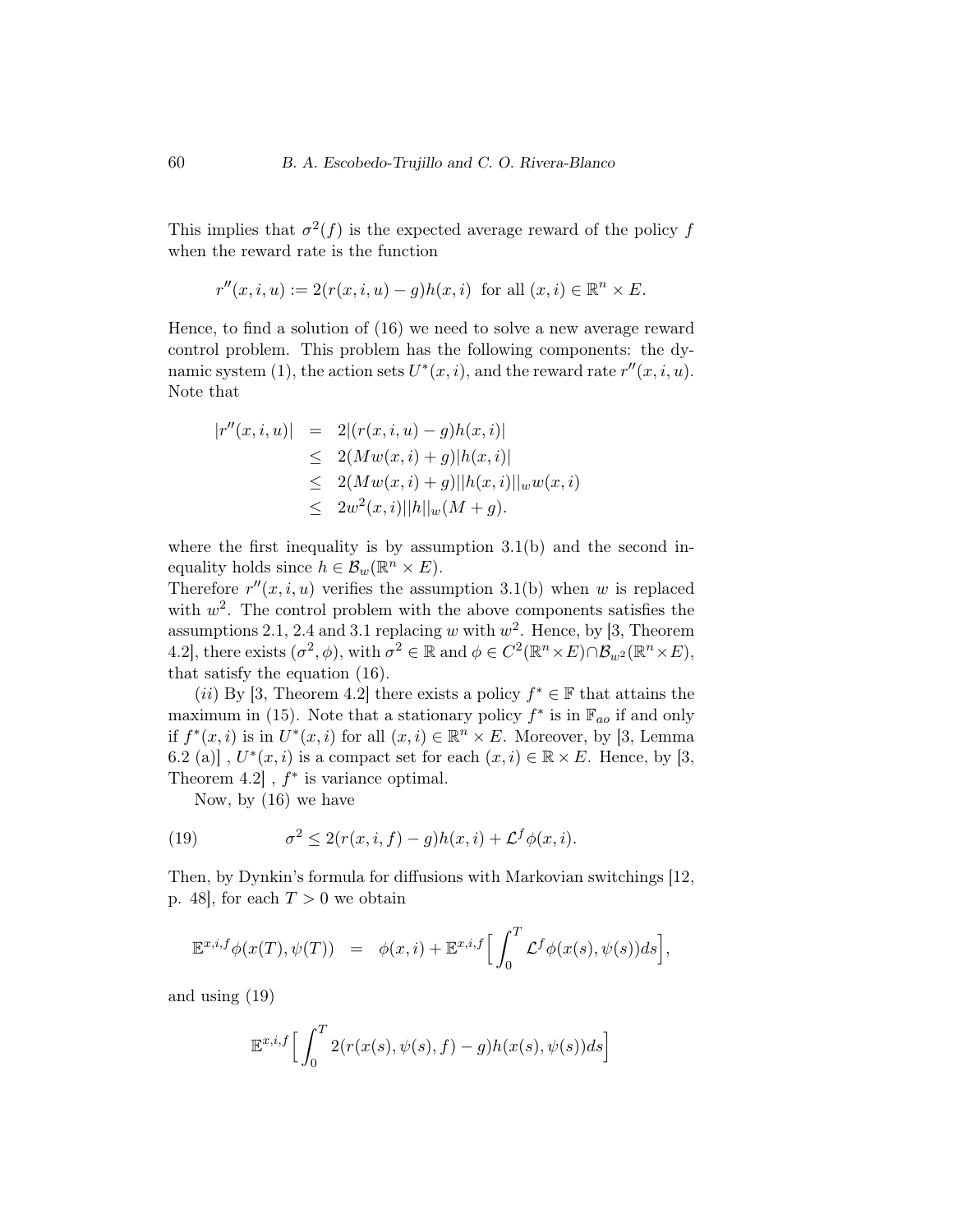This implies that $\sigma^2(f)$ is the expected average reward of the policy $f$ when the reward rate is the function

$$r''(x,i,u) := 2(r(x,i,u) - g)h(x,i) \text{ for all } (x,i) \in \mathbb{R}^n \times E.$$

Hence, to find a solution of (16) we need to solve a new average reward control problem. This problem has the following components: the dynamic system (1), the action sets $U^*(x,i)$, and the reward rate $r''(x,i,u)$. Note that

$$\begin{aligned}
|r''(x,i,u)| &= 2|(r(x,i,u) - g)h(x,i)| \\
&\leq 2(Mw(x,i) + g)|h(x,i)| \\
&\leq 2(Mw(x,i) + g)||h(x,i)||_w w(x,i) \\
&\leq 2w^2(x,i)||h||_w(M + g).
\end{aligned}$$

where the first inequality is by assumption 3.1(b) and the second inequality holds since $h \in \mathcal{B}_w(\mathbb{R}^n \times E)$.

Therefore $r''(x,i,u)$ verifies the assumption 3.1(b) when $w$ is replaced with $w^2$. The control problem with the above components satisfies the assumptions 2.1, 2.4 and 3.1 replacing $w$ with $w^2$. Hence, by [3, Theorem 4.2], there exists $(\sigma^2, \phi)$, with $\sigma^2 \in \mathbb{R}$ and $\phi \in C^2(\mathbb{R}^n \times E) \cap \mathcal{B}_{w^2}(\mathbb{R}^n \times E)$, that satisfy the equation (16).

(*ii*) By [3, Theorem 4.2] there exists a policy $f^* \in \mathbb{F}$ that attains the maximum in (15). Note that a stationary policy $f^*$ is in $\mathbb{F}_{ao}$ if and only if $f^*(x,i)$ is in $U^*(x,i)$ for all $(x,i) \in \mathbb{R}^n \times E$. Moreover, by [3, Lemma 6.2 (a)] , $U^*(x,i)$ is a compact set for each $(x,i) \in \mathbb{R} \times E$. Hence, by [3, Theorem 4.2] , $f^*$ is variance optimal.

Now, by (16) we have

$$\sigma^2 \leq 2(r(x,i,f) - g)h(x,i) + \mathcal{L}^f\phi(x,i). \tag{19}$$

Then, by Dynkin's formula for diffusions with Markovian switchings [12, p. 48], for each $T > 0$ we obtain

$$\mathbb{E}^{x,i,f}\phi(x(T),\psi(T)) = \phi(x,i) + \mathbb{E}^{x,i,f}\Big[\int_0^T \mathcal{L}^f\phi(x(s),\psi(s))ds\Big],$$

and using (19)

$$\mathbb{E}^{x,i,f}\Big[\int_0^T 2(r(x(s),\psi(s),f) - g)h(x(s),\psi(s))ds\Big]$$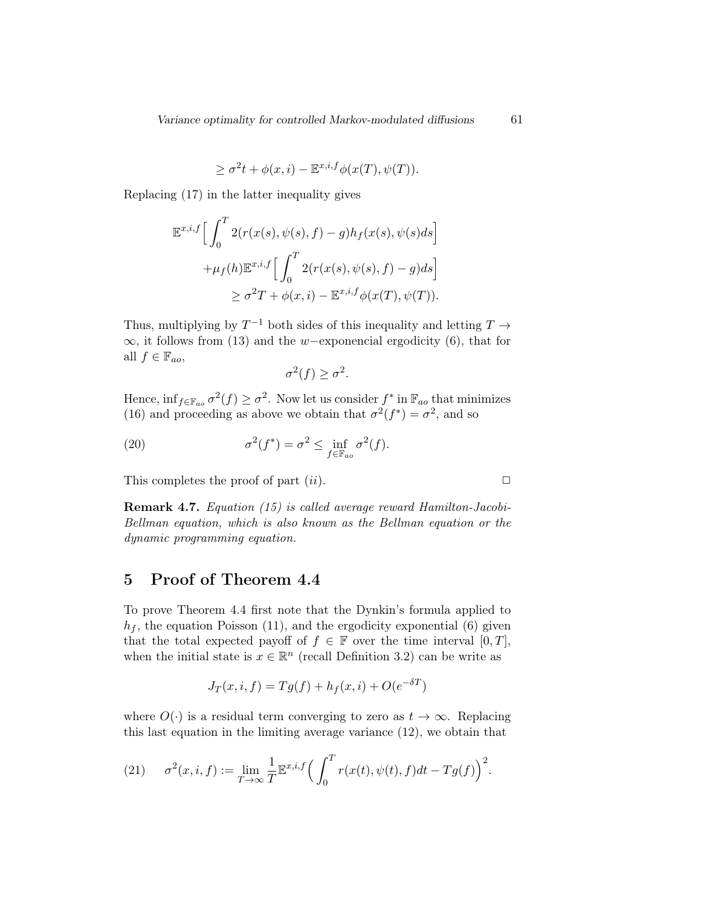$$\geq \sigma^2 t + \phi(x,i) - \mathbb{E}^{x,i,f}\phi(x(T),\psi(T)).$$

Replacing (17) in the latter inequality gives

$$\begin{aligned}
\mathbb{E}^{x,i,f}\Big[\int_0^T 2(r(x(s),\psi(s),f)-g)h_f(x(s),\psi(s)ds\Big] \\
+\mu_f(h)\mathbb{E}^{x,i,f}\Big[\int_0^T 2(r(x(s),\psi(s),f)-g)ds\Big] \\
\geq \sigma^2 T + \phi(x,i) - \mathbb{E}^{x,i,f}\phi(x(T),\psi(T)).
\end{aligned}$$

Thus, multiplying by $T^{-1}$ both sides of this inequality and letting $T \to \infty$, it follows from (13) and the $w-$exponencial ergodicity (6), that for all $f \in \mathbb{F}_{ao}$,

$$\sigma^2(f) \geq \sigma^2.$$

Hence, $\inf_{f\in\mathbb{F}_{ao}} \sigma^2(f) \geq \sigma^2$. Now let us consider $f^*$ in $\mathbb{F}_{ao}$ that minimizes (16) and proceeding as above we obtain that $\sigma^2(f^*) = \sigma^2$, and so

$$\sigma^2(f^*) = \sigma^2 \leq \inf_{f\in\mathbb{F}_{ao}} \sigma^2(f). \tag{20}$$

This completes the proof of part (*ii*). □

**Remark 4.7.** *Equation (15) is called average reward Hamilton-Jacobi-Bellman equation, which is also known as the Bellman equation or the dynamic programming equation.*

## 5 Proof of Theorem 4.4

To prove Theorem 4.4 first note that the Dynkin's formula applied to $h_f$, the equation Poisson (11), and the ergodicity exponential (6) given that the total expected payoff of $f \in \mathbb{F}$ over the time interval $[0,T]$, when the initial state is $x \in \mathbb{R}^n$ (recall Definition 3.2) can be write as

$$J_T(x,i,f) = Tg(f) + h_f(x,i) + O(e^{-\delta T})$$

where $O(\cdot)$ is a residual term converging to zero as $t \to \infty$. Replacing this last equation in the limiting average variance (12), we obtain that

$$\sigma^2(x,i,f) := \lim_{T\to\infty}\frac{1}{T}\mathbb{E}^{x,i,f}\Big(\int_0^T r(x(t),\psi(t),f)dt - Tg(f)\Big)^2. \tag{21}$$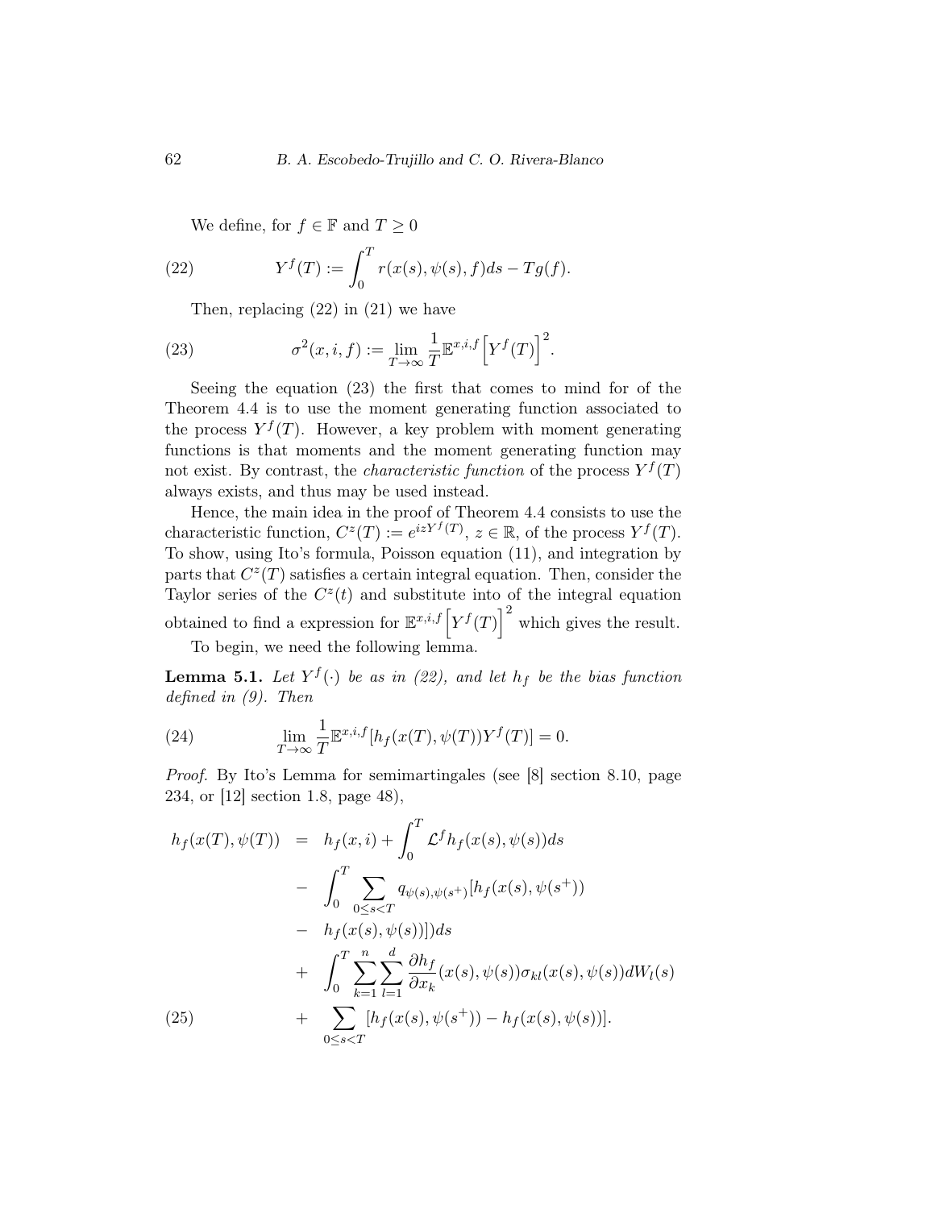We define, for $f \in \mathbb{F}$ and $T \geq 0$

$$Y^f(T) := \int_0^T r(x(s), \psi(s), f)ds - Tg(f). \tag{22}$$

Then, replacing (22) in (21) we have

$$\sigma^2(x, i, f) := \lim_{T \to \infty} \frac{1}{T} \mathbb{E}^{x,i,f} \Big[ Y^f(T) \Big]^2. \tag{23}$$

Seeing the equation (23) the first that comes to mind for of the Theorem 4.4 is to use the moment generating function associated to the process $Y^f(T)$. However, a key problem with moment generating functions is that moments and the moment generating function may not exist. By contrast, the *characteristic function* of the process $Y^f(T)$ always exists, and thus may be used instead.

Hence, the main idea in the proof of Theorem 4.4 consists to use the characteristic function, $C^z(T) := e^{izY^f(T)}$, $z \in \mathbb{R}$, of the process $Y^f(T)$. To show, using Ito's formula, Poisson equation (11), and integration by parts that $C^z(T)$ satisfies a certain integral equation. Then, consider the Taylor series of the $C^z(t)$ and substitute into of the integral equation obtained to find a expression for $\mathbb{E}^{x,i,f} \Big[ Y^f(T) \Big]^2$ which gives the result.

To begin, we need the following lemma.

**Lemma 5.1.** *Let $Y^f(\cdot)$ be as in (22), and let $h_f$ be the bias function defined in (9). Then*

$$\lim_{T \to \infty} \frac{1}{T} \mathbb{E}^{x,i,f} [h_f(x(T), \psi(T)) Y^f(T)] = 0. \tag{24}$$

*Proof.* By Ito's Lemma for semimartingales (see [8] section 8.10, page 234, or [12] section 1.8, page 48),

$$\begin{aligned}
h_f(x(T), \psi(T)) &= h_f(x, i) + \int_0^T \mathcal{L}^f h_f(x(s), \psi(s))ds \\
&- \int_0^T \sum_{0 \leq s < T} q_{\psi(s), \psi(s^+)} [h_f(x(s), \psi(s^+)) \\
&- h_f(x(s), \psi(s))]) ds \\
&+ \int_0^T \sum_{k=1}^n \sum_{l=1}^d \frac{\partial h_f}{\partial x_k}(x(s), \psi(s)) \sigma_{kl}(x(s), \psi(s)) dW_l(s) \\
&+ \sum_{0 \leq s < T} [h_f(x(s), \psi(s^+)) - h_f(x(s), \psi(s))].
\end{aligned} \tag{25}$$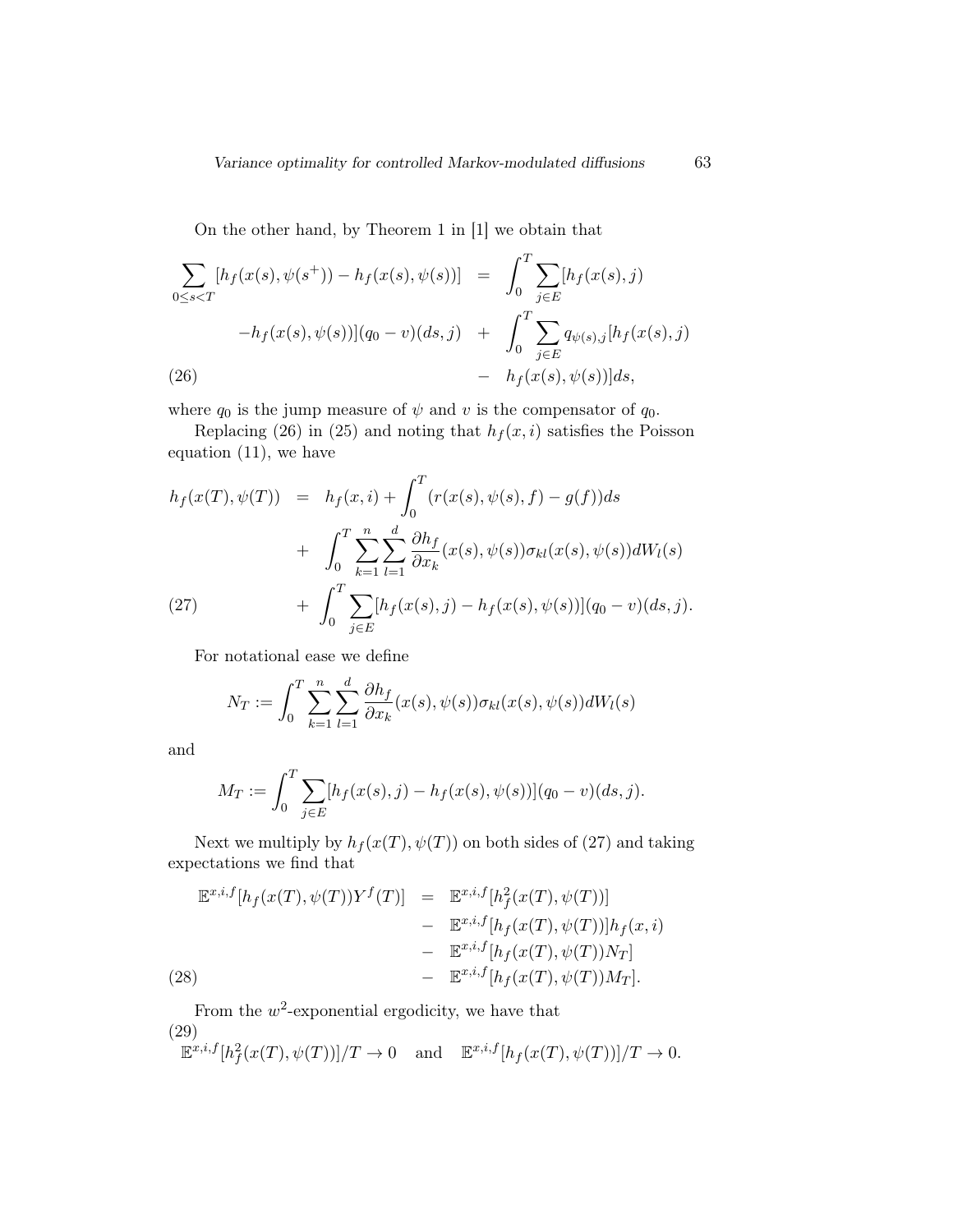On the other hand, by Theorem 1 in [1] we obtain that

$$
\begin{aligned}
\sum_{0\le s<T}[h_f(x(s),\psi(s^+))-h_f(x(s),\psi(s))] &= \int_0^T\sum_{j\in E}[h_f(x(s),j) \\
-h_f(x(s),\psi(s))](q_0-v)(ds,j) &+ \int_0^T\sum_{j\in E}q_{\psi(s),j}[h_f(x(s),j) \\
&- h_f(x(s),\psi(s))]ds,
\end{aligned}
\tag{26}
$$

where $q_0$ is the jump measure of $\psi$ and $v$ is the compensator of $q_0$.

Replacing (26) in (25) and noting that $h_f(x,i)$ satisfies the Poisson equation (11), we have

$$
\begin{aligned}
h_f(x(T),\psi(T)) &= h_f(x,i)+\int_0^T(r(x(s),\psi(s),f)-g(f))ds \\
&+ \int_0^T\sum_{k=1}^n\sum_{l=1}^d\frac{\partial h_f}{\partial x_k}(x(s),\psi(s))\sigma_{kl}(x(s),\psi(s))dW_l(s) \\
&+ \int_0^T\sum_{j\in E}[h_f(x(s),j)-h_f(x(s),\psi(s))](q_0-v)(ds,j).
\end{aligned}
\tag{27}
$$

For notational ease we define

$$
N_T := \int_0^T\sum_{k=1}^n\sum_{l=1}^d\frac{\partial h_f}{\partial x_k}(x(s),\psi(s))\sigma_{kl}(x(s),\psi(s))dW_l(s)
$$

and

$$
M_T := \int_0^T\sum_{j\in E}[h_f(x(s),j)-h_f(x(s),\psi(s))](q_0-v)(ds,j).
$$

Next we multiply by $h_f(x(T),\psi(T))$ on both sides of (27) and taking expectations we find that

$$
\begin{aligned}
\mathbb{E}^{x,i,f}[h_f(x(T),\psi(T))Y^f(T)] &= \mathbb{E}^{x,i,f}[h_f^2(x(T),\psi(T))] \\
&- \mathbb{E}^{x,i,f}[h_f(x(T),\psi(T))]h_f(x,i) \\
&- \mathbb{E}^{x,i,f}[h_f(x(T),\psi(T))N_T] \\
&- \mathbb{E}^{x,i,f}[h_f(x(T),\psi(T))M_T].
\end{aligned}
\tag{28}
$$

From the $w^2$-exponential ergodicity, we have that

$$
\mathbb{E}^{x,i,f}[h_f^2(x(T),\psi(T))]/T\to 0 \quad\text{and}\quad \mathbb{E}^{x,i,f}[h_f(x(T),\psi(T))]/T\to 0.
\tag{29}
$$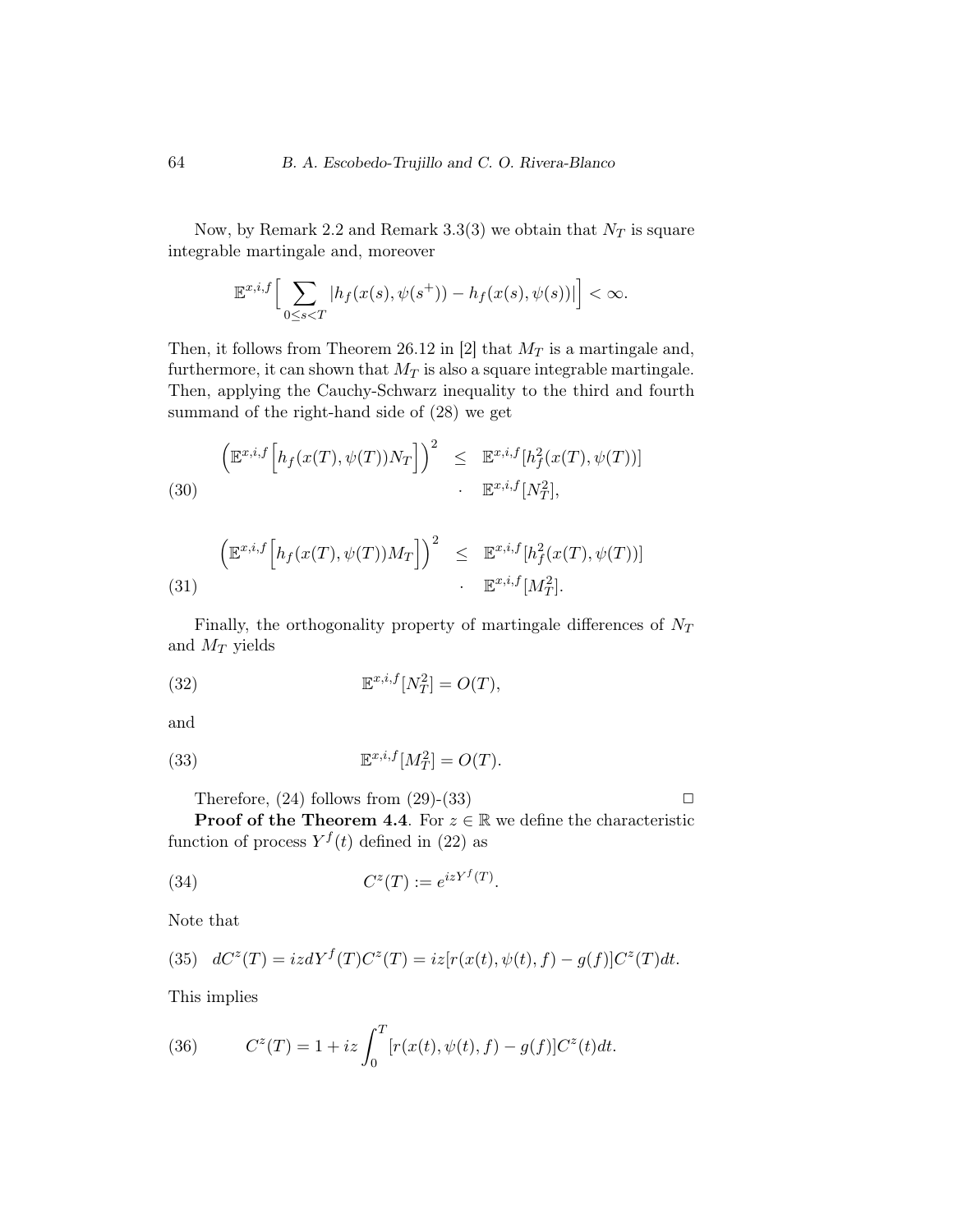Now, by Remark 2.2 and Remark 3.3(3) we obtain that $N_T$ is square integrable martingale and, moreover

$$\mathbb{E}^{x,i,f}\Big[\sum_{0\leq s<T}|h_f(x(s),\psi(s^+))-h_f(x(s),\psi(s))|\Big]<\infty.$$

Then, it follows from Theorem 26.12 in [2] that $M_T$ is a martingale and, furthermore, it can shown that $M_T$ is also a square integrable martingale. Then, applying the Cauchy-Schwarz inequality to the third and fourth summand of the right-hand side of (28) we get

$$\Big(\mathbb{E}^{x,i,f}\Big[h_f(x(T),\psi(T))N_T\Big]\Big)^2 \leq \mathbb{E}^{x,i,f}[h_f^2(x(T),\psi(T))] \cdot \mathbb{E}^{x,i,f}[N_T^2], \tag{30}$$

$$\Big(\mathbb{E}^{x,i,f}\Big[h_f(x(T),\psi(T))M_T\Big]\Big)^2 \leq \mathbb{E}^{x,i,f}[h_f^2(x(T),\psi(T))] \cdot \mathbb{E}^{x,i,f}[M_T^2]. \tag{31}$$

Finally, the orthogonality property of martingale differences of $N_T$ and $M_T$ yields

$$\mathbb{E}^{x,i,f}[N_T^2]=O(T), \tag{32}$$

and

$$\mathbb{E}^{x,i,f}[M_T^2]=O(T). \tag{33}$$

Therefore, (24) follows from (29)-(33) $\square$

**Proof of the Theorem 4.4**. For $z\in\mathbb{R}$ we define the characteristic function of process $Y^f(t)$ defined in (22) as

$$C^z(T):=e^{izY^f(T)}. \tag{34}$$

Note that

$$dC^z(T)=izdY^f(T)C^z(T)=iz[r(x(t),\psi(t),f)-g(f)]C^z(T)dt. \tag{35}$$

This implies

$$C^z(T)=1+iz\int_0^T[r(x(t),\psi(t),f)-g(f)]C^z(t)dt. \tag{36}$$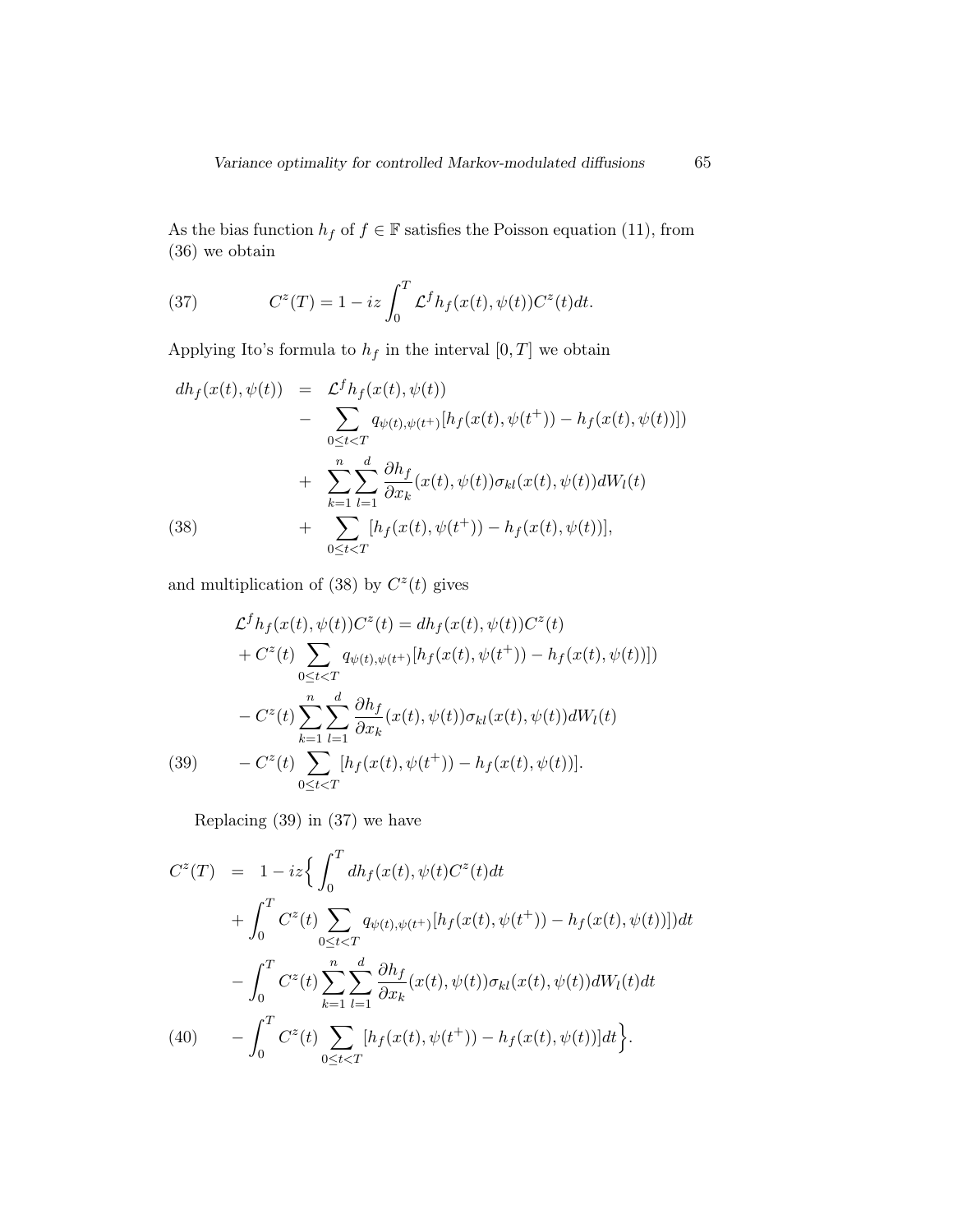As the bias function $h_f$ of $f \in \mathbb{F}$ satisfies the Poisson equation (11), from (36) we obtain

$$C^z(T) = 1 - iz \int_0^T \mathcal{L}^f h_f(x(t), \psi(t)) C^z(t) dt. \tag{37}$$

Applying Ito's formula to $h_f$ in the interval $[0, T]$ we obtain

$$\begin{aligned}
dh_f(x(t), \psi(t)) &= \mathcal{L}^f h_f(x(t), \psi(t)) \\
&- \sum_{0 \leq t < T} q_{\psi(t), \psi(t^+)} [h_f(x(t), \psi(t^+)) - h_f(x(t), \psi(t))]) \\
&+ \sum_{k=1}^{n} \sum_{l=1}^{d} \frac{\partial h_f}{\partial x_k}(x(t), \psi(t)) \sigma_{kl}(x(t), \psi(t)) dW_l(t) \\
&+ \sum_{0 \leq t < T} [h_f(x(t), \psi(t^+)) - h_f(x(t), \psi(t))],
\end{aligned} \tag{38}$$

and multiplication of (38) by $C^z(t)$ gives

$$\begin{aligned}
&\mathcal{L}^f h_f(x(t), \psi(t)) C^z(t) = dh_f(x(t), \psi(t)) C^z(t) \\
&+ C^z(t) \sum_{0 \leq t < T} q_{\psi(t), \psi(t^+)} [h_f(x(t), \psi(t^+)) - h_f(x(t), \psi(t))]) \\
&- C^z(t) \sum_{k=1}^{n} \sum_{l=1}^{d} \frac{\partial h_f}{\partial x_k}(x(t), \psi(t)) \sigma_{kl}(x(t), \psi(t)) dW_l(t) \\
&- C^z(t) \sum_{0 \leq t < T} [h_f(x(t), \psi(t^+)) - h_f(x(t), \psi(t))].
\end{aligned} \tag{39}$$

Replacing (39) in (37) we have

$$\begin{aligned}
C^z(T) &= 1 - iz \Big\{ \int_0^T dh_f(x(t), \psi(t) C^z(t) dt \\
&+ \int_0^T C^z(t) \sum_{0 \leq t < T} q_{\psi(t), \psi(t^+)} [h_f(x(t), \psi(t^+)) - h_f(x(t), \psi(t))]) dt \\
&- \int_0^T C^z(t) \sum_{k=1}^{n} \sum_{l=1}^{d} \frac{\partial h_f}{\partial x_k}(x(t), \psi(t)) \sigma_{kl}(x(t), \psi(t)) dW_l(t) dt \\
&- \int_0^T C^z(t) \sum_{0 \leq t < T} [h_f(x(t), \psi(t^+)) - h_f(x(t), \psi(t))] dt \Big\}.
\end{aligned} \tag{40}$$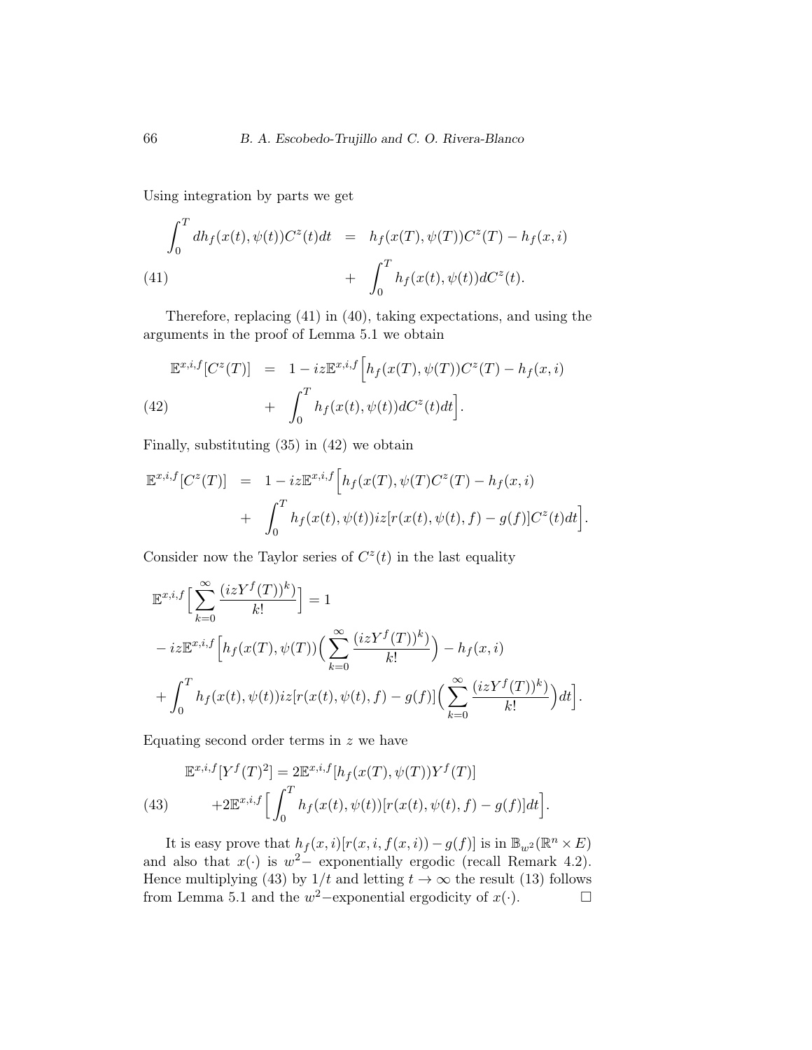Using integration by parts we get

$$
\begin{aligned}
\int_0^T dh_f(x(t),\psi(t))C^z(t)dt &= h_f(x(T),\psi(T))C^z(T) - h_f(x,i) \\
&+ \int_0^T h_f(x(t),\psi(t))dC^z(t). \qquad (41)
\end{aligned}
$$

Therefore, replacing (41) in (40), taking expectations, and using the arguments in the proof of Lemma 5.1 we obtain

$$
\begin{aligned}
\mathbb{E}^{x,i,f}[C^z(T)] &= 1 - iz\mathbb{E}^{x,i,f}\Big[h_f(x(T),\psi(T))C^z(T) - h_f(x,i) \\
&+ \int_0^T h_f(x(t),\psi(t))dC^z(t)dt\Big]. \qquad (42)
\end{aligned}
$$

Finally, substituting (35) in (42) we obtain

$$
\begin{aligned}
\mathbb{E}^{x,i,f}[C^z(T)] &= 1 - iz\mathbb{E}^{x,i,f}\Big[h_f(x(T),\psi(T)C^z(T) - h_f(x,i) \\
&+ \int_0^T h_f(x(t),\psi(t))iz[r(x(t),\psi(t),f) - g(f)]C^z(t)dt\Big].
\end{aligned}
$$

Consider now the Taylor series of $C^z(t)$ in the last equality

$$
\begin{aligned}
&\mathbb{E}^{x,i,f}\Big[\sum_{k=0}^{\infty}\frac{(izY^f(T))^k)}{k!}\Big] = 1 \\
&- iz\mathbb{E}^{x,i,f}\Big[h_f(x(T),\psi(T))\Big(\sum_{k=0}^{\infty}\frac{(izY^f(T))^k)}{k!}\Big) - h_f(x,i) \\
&+ \int_0^T h_f(x(t),\psi(t))iz[r(x(t),\psi(t),f) - g(f)]\Big(\sum_{k=0}^{\infty}\frac{(izY^f(T))^k)}{k!}\Big)dt\Big].
\end{aligned}
$$

Equating second order terms in $z$ we have

$$
\begin{aligned}
&\mathbb{E}^{x,i,f}[Y^f(T)^2] = 2\mathbb{E}^{x,i,f}[h_f(x(T),\psi(T))Y^f(T)] \\
&+2\mathbb{E}^{x,i,f}\Big[\int_0^T h_f(x(t),\psi(t))[r(x(t),\psi(t),f) - g(f)]dt\Big]. \qquad (43)
\end{aligned}
$$

It is easy prove that $h_f(x,i)[r(x,i,f(x,i)) - g(f)]$ is in $\mathbb{B}_{w^2}(\mathbb{R}^n \times E)$ and also that $x(\cdot)$ is $w^2-$ exponentially ergodic (recall Remark 4.2). Hence multiplying (43) by $1/t$ and letting $t \to \infty$ the result (13) follows from Lemma 5.1 and the $w^2-$exponential ergodicity of $x(\cdot)$. $\square$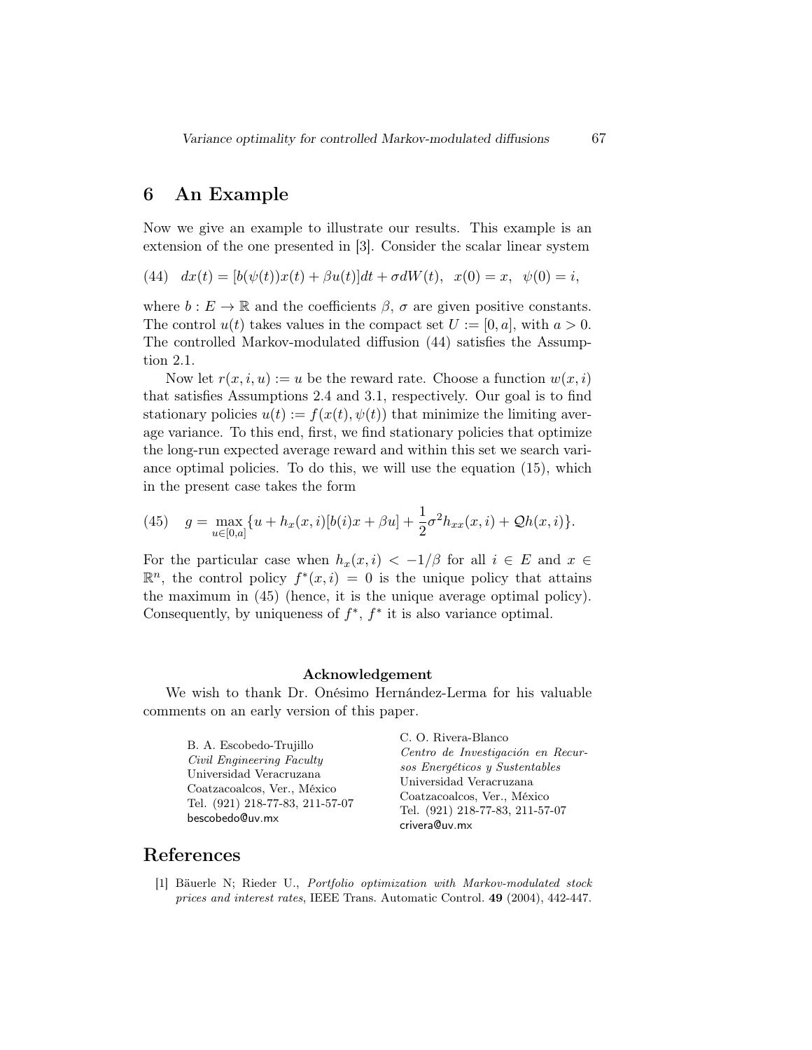## 6 An Example

Now we give an example to illustrate our results. This example is an extension of the one presented in [3]. Consider the scalar linear system

$$(44) \quad dx(t) = [b(\psi(t))x(t) + \beta u(t)]dt + \sigma dW(t), \quad x(0) = x, \quad \psi(0) = i,$$

where $b : E \to \mathbb{R}$ and the coefficients $\beta$, $\sigma$ are given positive constants. The control $u(t)$ takes values in the compact set $U := [0, a]$, with $a > 0$. The controlled Markov-modulated diffusion (44) satisfies the Assumption 2.1.

Now let $r(x, i, u) := u$ be the reward rate. Choose a function $w(x, i)$ that satisfies Assumptions 2.4 and 3.1, respectively. Our goal is to find stationary policies $u(t) := f(x(t), \psi(t))$ that minimize the limiting average variance. To this end, first, we find stationary policies that optimize the long-run expected average reward and within this set we search variance optimal policies. To do this, we will use the equation (15), which in the present case takes the form

$$(45) \quad g = \max_{u \in [0,a]} \{u + h_x(x, i)[b(i)x + \beta u] + \frac{1}{2}\sigma^2 h_{xx}(x, i) + \mathcal{Q}h(x, i)\}.$$

For the particular case when $h_x(x, i) < -1/\beta$ for all $i \in E$ and $x \in \mathbb{R}^n$, the control policy $f^*(x, i) = 0$ is the unique policy that attains the maximum in (45) (hence, it is the unique average optimal policy). Consequently, by uniqueness of $f^*$, $f^*$ it is also variance optimal.

**Acknowledgement**

We wish to thank Dr. Onésimo Hernández-Lerma for his valuable comments on an early version of this paper.

B. A. Escobedo-Trujillo
*Civil Engineering Faculty*
Universidad Veracruzana
Coatzacoalcos, Ver., México
Tel. (921) 218-77-83, 211-57-07
bescobedo@uv.mx

C. O. Rivera-Blanco
*Centro de Investigación en Recursos Energéticos y Sustentables*
Universidad Veracruzana
Coatzacoalcos, Ver., México
Tel. (921) 218-77-83, 211-57-07
crivera@uv.mx

## References

[1] Bäuerle N; Rieder U., *Portfolio optimization with Markov-modulated stock prices and interest rates*, IEEE Trans. Automatic Control. **49** (2004), 442-447.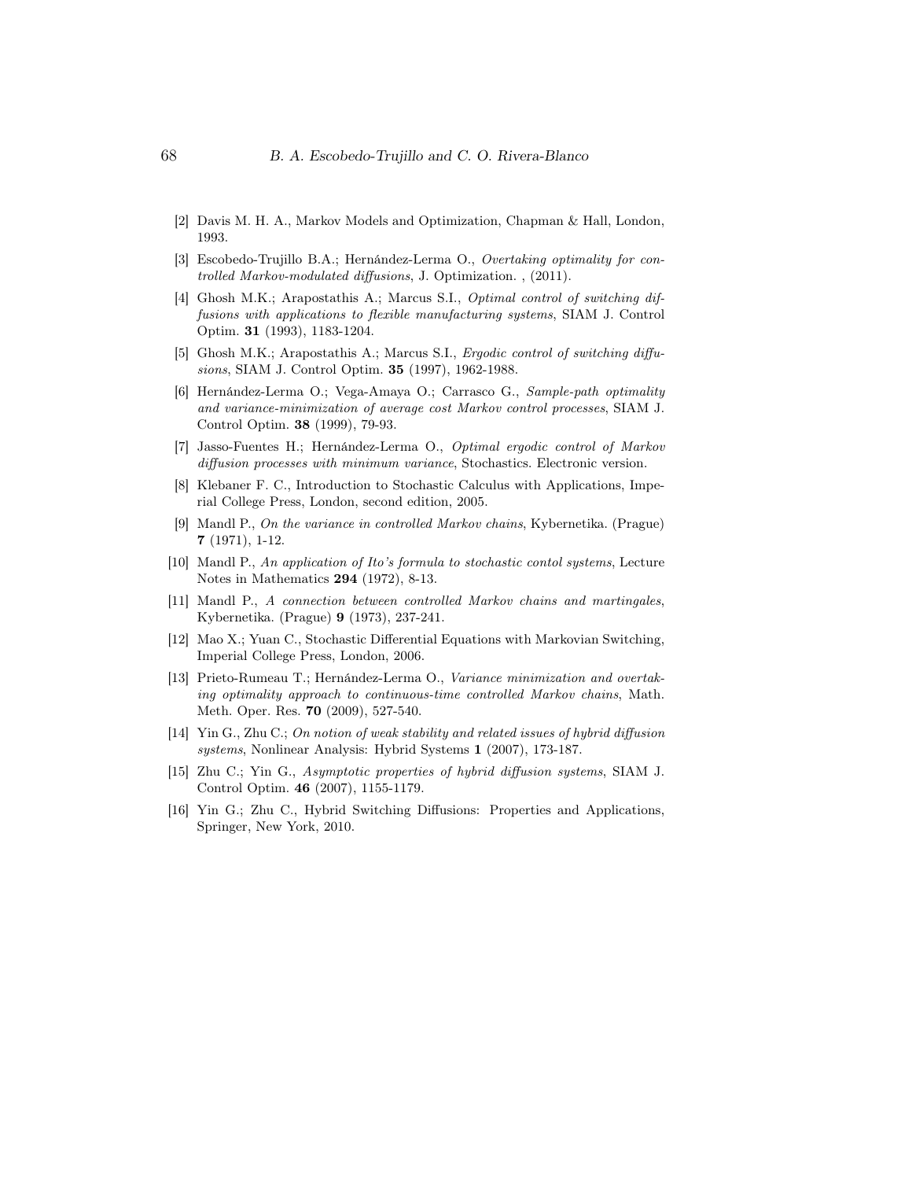[2] Davis M. H. A., Markov Models and Optimization, Chapman & Hall, London, 1993.

[3] Escobedo-Trujillo B.A.; Hernández-Lerma O., *Overtaking optimality for controlled Markov-modulated diffusions*, J. Optimization. , (2011).

[4] Ghosh M.K.; Arapostathis A.; Marcus S.I., *Optimal control of switching diffusions with applications to flexible manufacturing systems*, SIAM J. Control Optim. **31** (1993), 1183-1204.

[5] Ghosh M.K.; Arapostathis A.; Marcus S.I., *Ergodic control of switching diffusions*, SIAM J. Control Optim. **35** (1997), 1962-1988.

[6] Hernández-Lerma O.; Vega-Amaya O.; Carrasco G., *Sample-path optimality and variance-minimization of average cost Markov control processes*, SIAM J. Control Optim. **38** (1999), 79-93.

[7] Jasso-Fuentes H.; Hernández-Lerma O., *Optimal ergodic control of Markov diffusion processes with minimum variance*, Stochastics. Electronic version.

[8] Klebaner F. C., Introduction to Stochastic Calculus with Applications, Imperial College Press, London, second edition, 2005.

[9] Mandl P., *On the variance in controlled Markov chains*, Kybernetika. (Prague) **7** (1971), 1-12.

[10] Mandl P., *An application of Ito's formula to stochastic contol systems*, Lecture Notes in Mathematics **294** (1972), 8-13.

[11] Mandl P., *A connection between controlled Markov chains and martingales*, Kybernetika. (Prague) **9** (1973), 237-241.

[12] Mao X.; Yuan C., Stochastic Differential Equations with Markovian Switching, Imperial College Press, London, 2006.

[13] Prieto-Rumeau T.; Hernández-Lerma O., *Variance minimization and overtaking optimality approach to continuous-time controlled Markov chains*, Math. Meth. Oper. Res. **70** (2009), 527-540.

[14] Yin G., Zhu C.; *On notion of weak stability and related issues of hybrid diffusion systems*, Nonlinear Analysis: Hybrid Systems **1** (2007), 173-187.

[15] Zhu C.; Yin G., *Asymptotic properties of hybrid diffusion systems*, SIAM J. Control Optim. **46** (2007), 1155-1179.

[16] Yin G.; Zhu C., Hybrid Switching Diffusions: Properties and Applications, Springer, New York, 2010.